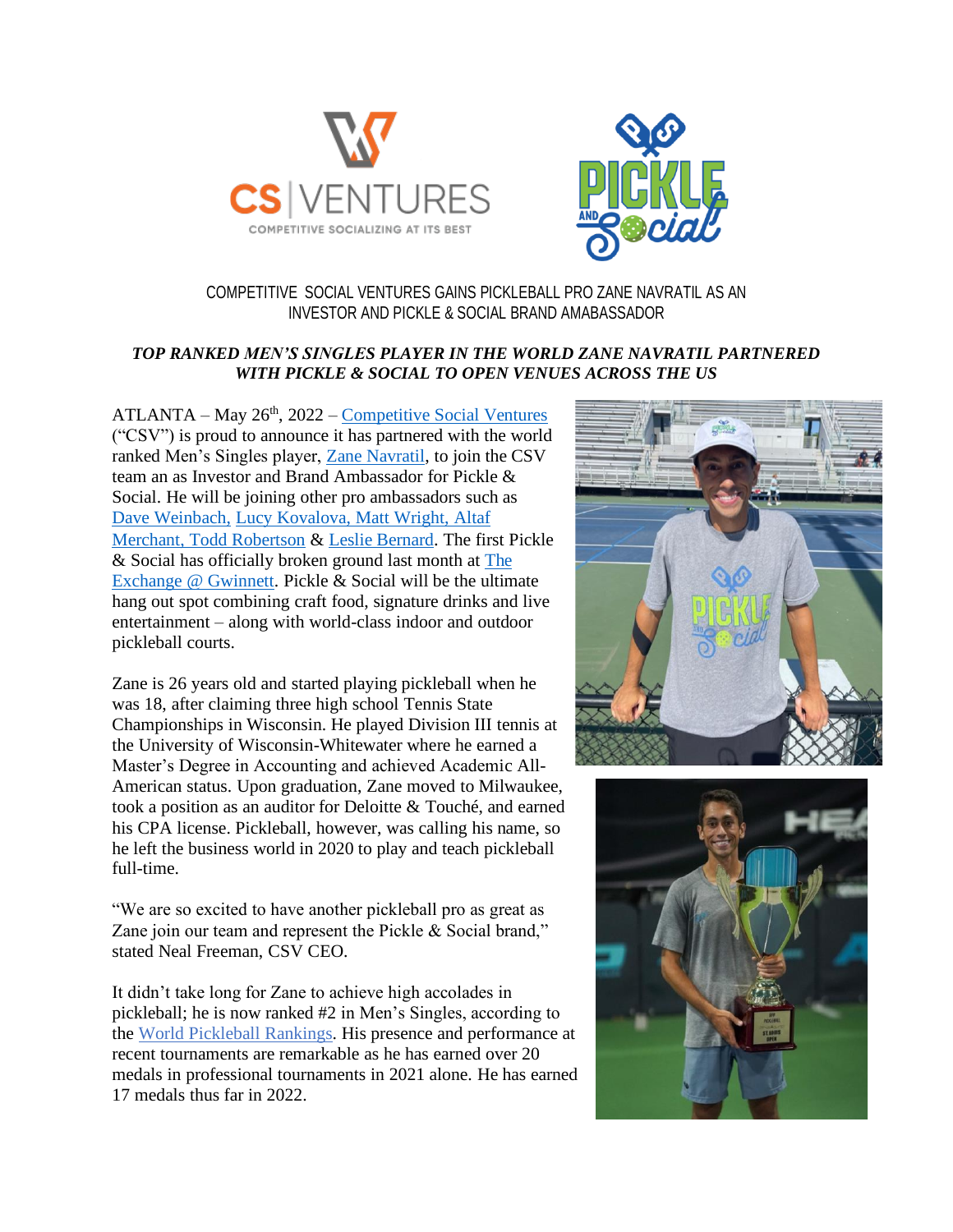COMPETITIVE SOCIAL VENTURES GAINS PICKLEBALL PRO ZANE NAVRATIL AS AN INVESTOR AND PICKLE & SOCIAL BRAND AMABASSADOR

***TOP RANKED MEN'S SINGLES PLAYER IN THE WORLD ZANE NAVRATIL PARTNERED WITH PICKLE & SOCIAL TO OPEN VENUES ACROSS THE US***

ATLANTA – May 26th, 2022 – Competitive Social Ventures ("CSV") is proud to announce it has partnered with the world ranked Men's Singles player, Zane Navratil, to join the CSV team an as Investor and Brand Ambassador for Pickle & Social. He will be joining other pro ambassadors such as Dave Weinbach, Lucy Kovalova, Matt Wright, Altaf Merchant, Todd Robertson & Leslie Bernard. The first Pickle & Social has officially broken ground last month at The Exchange @ Gwinnett. Pickle & Social will be the ultimate hang out spot combining craft food, signature drinks and live entertainment – along with world-class indoor and outdoor pickleball courts.

Zane is 26 years old and started playing pickleball when he was 18, after claiming three high school Tennis State Championships in Wisconsin. He played Division III tennis at the University of Wisconsin-Whitewater where he earned a Master's Degree in Accounting and achieved Academic All-American status. Upon graduation, Zane moved to Milwaukee, took a position as an auditor for Deloitte & Touché, and earned his CPA license. Pickleball, however, was calling his name, so he left the business world in 2020 to play and teach pickleball full-time.

"We are so excited to have another pickleball pro as great as Zane join our team and represent the Pickle & Social brand," stated Neal Freeman, CSV CEO.

It didn't take long for Zane to achieve high accolades in pickleball; he is now ranked #2 in Men's Singles, according to the World Pickleball Rankings. His presence and performance at recent tournaments are remarkable as he has earned over 20 medals in professional tournaments in 2021 alone. He has earned 17 medals thus far in 2022.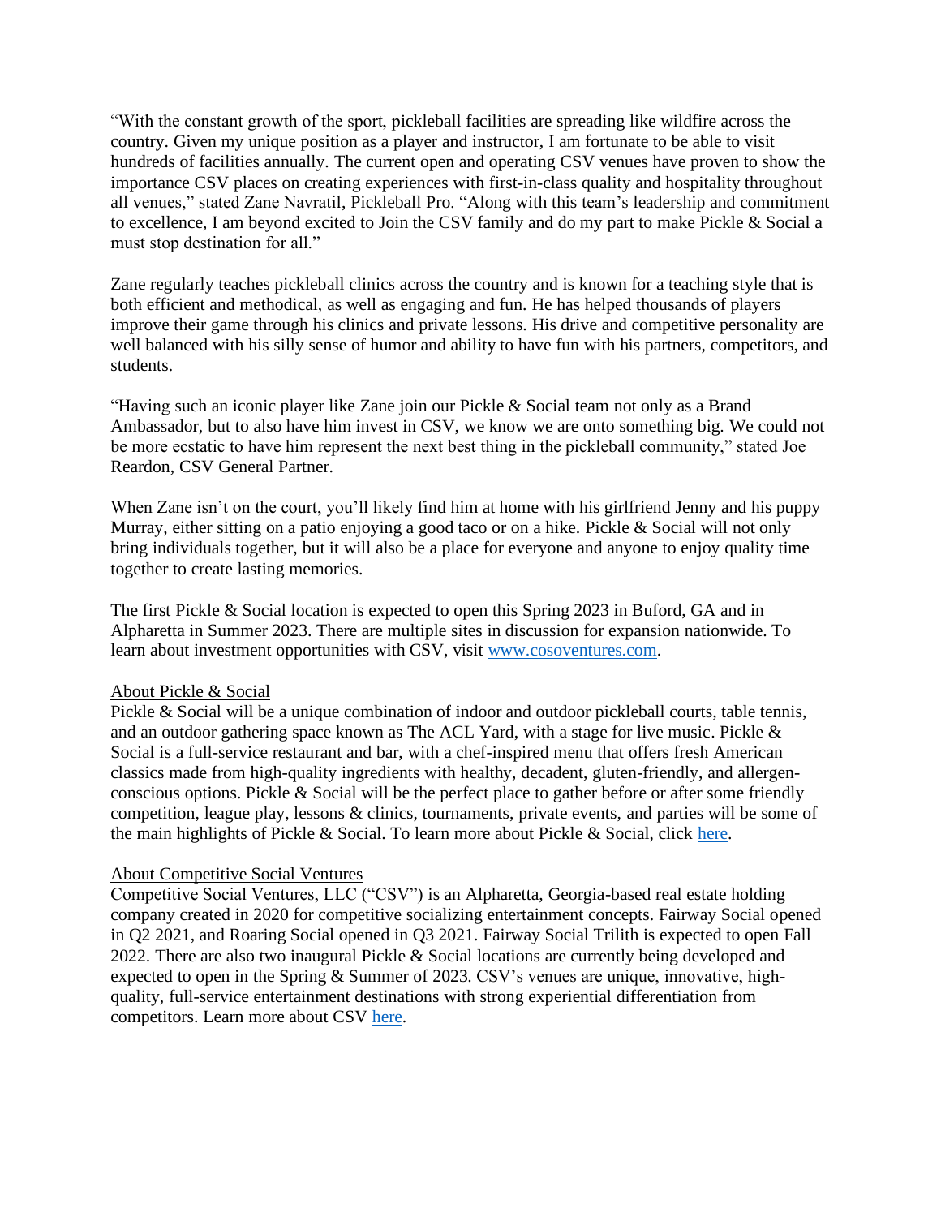"With the constant growth of the sport, pickleball facilities are spreading like wildfire across the country. Given my unique position as a player and instructor, I am fortunate to be able to visit hundreds of facilities annually. The current open and operating CSV venues have proven to show the importance CSV places on creating experiences with first-in-class quality and hospitality throughout all venues," stated Zane Navratil, Pickleball Pro. "Along with this team's leadership and commitment to excellence, I am beyond excited to Join the CSV family and do my part to make Pickle & Social a must stop destination for all."

Zane regularly teaches pickleball clinics across the country and is known for a teaching style that is both efficient and methodical, as well as engaging and fun. He has helped thousands of players improve their game through his clinics and private lessons. His drive and competitive personality are well balanced with his silly sense of humor and ability to have fun with his partners, competitors, and students.

"Having such an iconic player like Zane join our Pickle & Social team not only as a Brand Ambassador, but to also have him invest in CSV, we know we are onto something big. We could not be more ecstatic to have him represent the next best thing in the pickleball community," stated Joe Reardon, CSV General Partner.

When Zane isn't on the court, you'll likely find him at home with his girlfriend Jenny and his puppy Murray, either sitting on a patio enjoying a good taco or on a hike. Pickle & Social will not only bring individuals together, but it will also be a place for everyone and anyone to enjoy quality time together to create lasting memories.

The first Pickle & Social location is expected to open this Spring 2023 in Buford, GA and in Alpharetta in Summer 2023. There are multiple sites in discussion for expansion nationwide. To learn about investment opportunities with CSV, visit [www.cosoventures.com](www.cosoventures.com).

About Pickle & Social

Pickle & Social will be a unique combination of indoor and outdoor pickleball courts, table tennis, and an outdoor gathering space known as The ACL Yard, with a stage for live music. Pickle & Social is a full-service restaurant and bar, with a chef-inspired menu that offers fresh American classics made from high-quality ingredients with healthy, decadent, gluten-friendly, and allergen-conscious options. Pickle & Social will be the perfect place to gather before or after some friendly competition, league play, lessons & clinics, tournaments, private events, and parties will be some of the main highlights of Pickle & Social. To learn more about Pickle & Social, click here.

About Competitive Social Ventures

Competitive Social Ventures, LLC ("CSV") is an Alpharetta, Georgia-based real estate holding company created in 2020 for competitive socializing entertainment concepts. Fairway Social opened in Q2 2021, and Roaring Social opened in Q3 2021. Fairway Social Trilith is expected to open Fall 2022. There are also two inaugural Pickle & Social locations are currently being developed and expected to open in the Spring & Summer of 2023. CSV's venues are unique, innovative, high-quality, full-service entertainment destinations with strong experiential differentiation from competitors. Learn more about CSV here.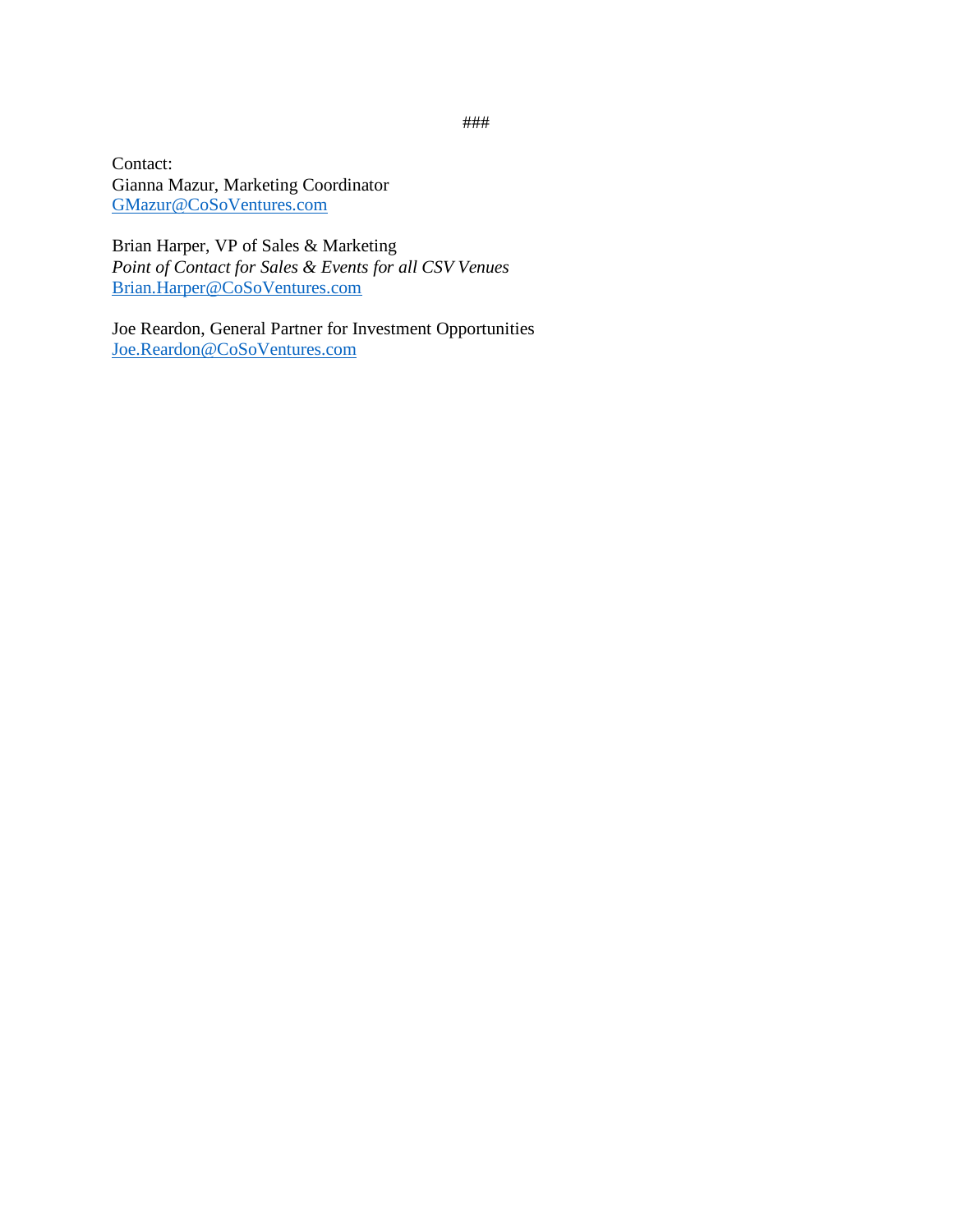###

Contact:
Gianna Mazur, Marketing Coordinator
GMazur@CoSoVentures.com

Brian Harper, VP of Sales & Marketing
*Point of Contact for Sales & Events for all CSV Venues*
Brian.Harper@CoSoVentures.com

Joe Reardon, General Partner for Investment Opportunities
Joe.Reardon@CoSoVentures.com